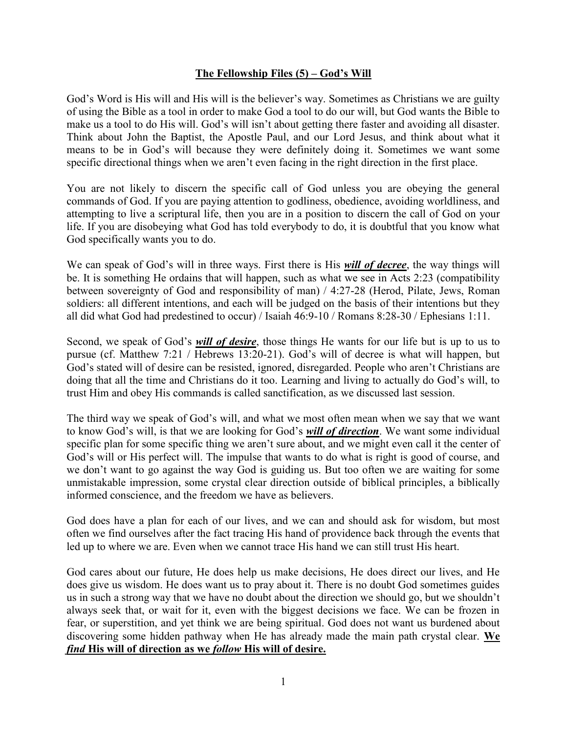# The Fellowship Files (5) – God's Will

God's Word is His will and His will is the believer's way. Sometimes as Christians we are guilty of using the Bible as a tool in order to make God a tool to do our will, but God wants the Bible to make us a tool to do His will. God's will isn't about getting there faster and avoiding all disaster. Think about John the Baptist, the Apostle Paul, and our Lord Jesus, and think about what it means to be in God's will because they were definitely doing it. Sometimes we want some specific directional things when we aren't even facing in the right direction in the first place.

You are not likely to discern the specific call of God unless you are obeying the general commands of God. If you are paying attention to godliness, obedience, avoiding worldliness, and attempting to live a scriptural life, then you are in a position to discern the call of God on your life. If you are disobeying what God has told everybody to do, it is doubtful that you know what God specifically wants you to do.

We can speak of God's will in three ways. First there is His ***will of decree***, the way things will be. It is something He ordains that will happen, such as what we see in Acts 2:23 (compatibility between sovereignty of God and responsibility of man) / 4:27-28 (Herod, Pilate, Jews, Roman soldiers: all different intentions, and each will be judged on the basis of their intentions but they all did what God had predestined to occur) / Isaiah 46:9-10 / Romans 8:28-30 / Ephesians 1:11.

Second, we speak of God's ***will of desire***, those things He wants for our life but is up to us to pursue (cf. Matthew 7:21 / Hebrews 13:20-21). God's will of decree is what will happen, but God's stated will of desire can be resisted, ignored, disregarded. People who aren't Christians are doing that all the time and Christians do it too. Learning and living to actually do God's will, to trust Him and obey His commands is called sanctification, as we discussed last session.

The third way we speak of God's will, and what we most often mean when we say that we want to know God's will, is that we are looking for God's ***will of direction***. We want some individual specific plan for some specific thing we aren't sure about, and we might even call it the center of God's will or His perfect will. The impulse that wants to do what is right is good of course, and we don't want to go against the way God is guiding us. But too often we are waiting for some unmistakable impression, some crystal clear direction outside of biblical principles, a biblically informed conscience, and the freedom we have as believers.

God does have a plan for each of our lives, and we can and should ask for wisdom, but most often we find ourselves after the fact tracing His hand of providence back through the events that led up to where we are. Even when we cannot trace His hand we can still trust His heart.

God cares about our future, He does help us make decisions, He does direct our lives, and He does give us wisdom. He does want us to pray about it. There is no doubt God sometimes guides us in such a strong way that we have no doubt about the direction we should go, but we shouldn't always seek that, or wait for it, even with the biggest decisions we face. We can be frozen in fear, or superstition, and yet think we are being spiritual. God does not want us burdened about discovering some hidden pathway when He has already made the main path crystal clear. **We *find* His will of direction as we *follow* His will of desire.**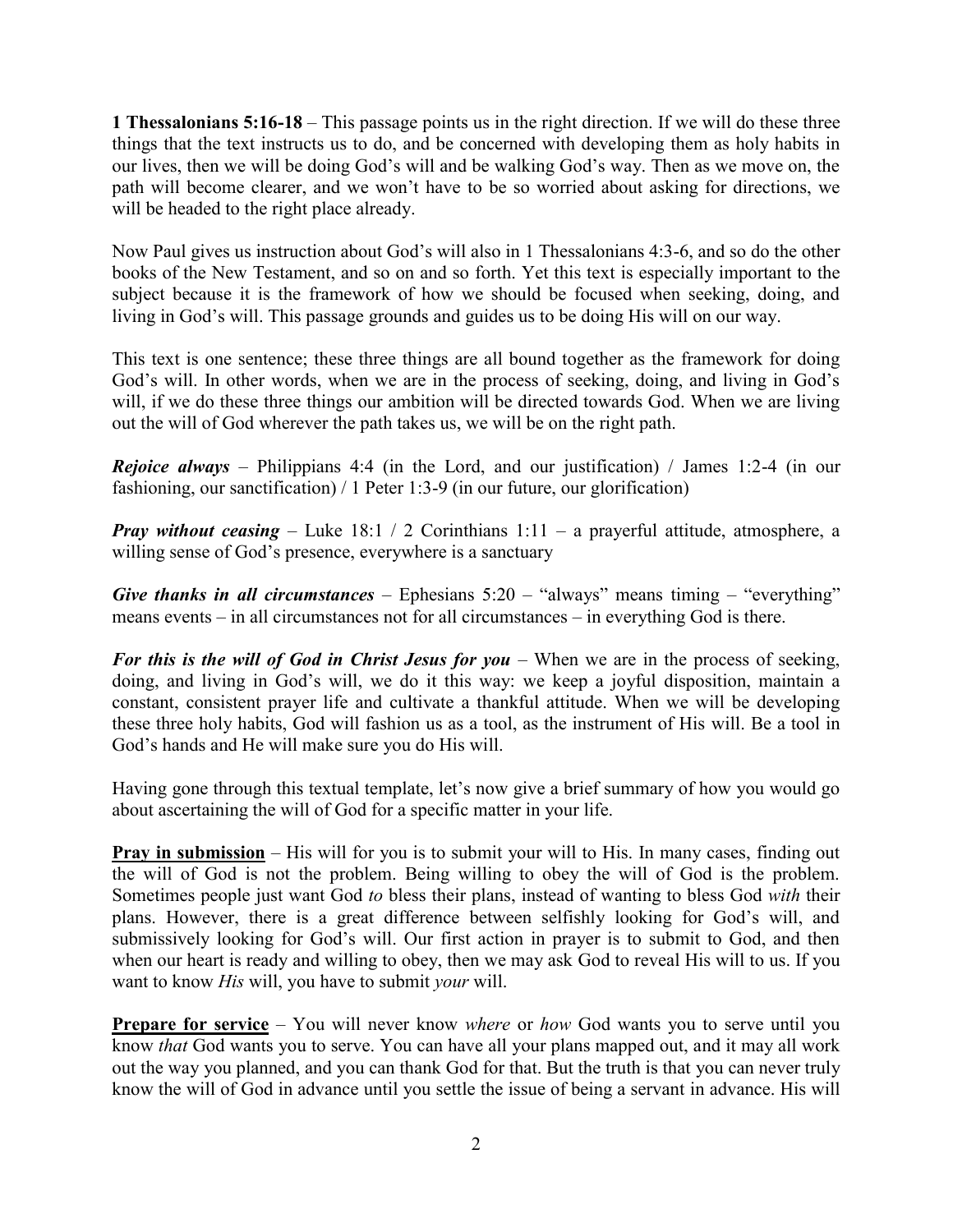**1 Thessalonians 5:16-18** – This passage points us in the right direction. If we will do these three things that the text instructs us to do, and be concerned with developing them as holy habits in our lives, then we will be doing God's will and be walking God's way. Then as we move on, the path will become clearer, and we won't have to be so worried about asking for directions, we will be headed to the right place already.

Now Paul gives us instruction about God's will also in 1 Thessalonians 4:3-6, and so do the other books of the New Testament, and so on and so forth. Yet this text is especially important to the subject because it is the framework of how we should be focused when seeking, doing, and living in God's will. This passage grounds and guides us to be doing His will on our way.

This text is one sentence; these three things are all bound together as the framework for doing God's will. In other words, when we are in the process of seeking, doing, and living in God's will, if we do these three things our ambition will be directed towards God. When we are living out the will of God wherever the path takes us, we will be on the right path.

***Rejoice always*** – Philippians 4:4 (in the Lord, and our justification) / James 1:2-4 (in our fashioning, our sanctification) / 1 Peter 1:3-9 (in our future, our glorification)

***Pray without ceasing*** – Luke 18:1 / 2 Corinthians 1:11 – a prayerful attitude, atmosphere, a willing sense of God's presence, everywhere is a sanctuary

***Give thanks in all circumstances*** – Ephesians 5:20 – "always" means timing – "everything" means events – in all circumstances not for all circumstances – in everything God is there.

***For this is the will of God in Christ Jesus for you*** – When we are in the process of seeking, doing, and living in God's will, we do it this way: we keep a joyful disposition, maintain a constant, consistent prayer life and cultivate a thankful attitude. When we will be developing these three holy habits, God will fashion us as a tool, as the instrument of His will. Be a tool in God's hands and He will make sure you do His will.

Having gone through this textual template, let's now give a brief summary of how you would go about ascertaining the will of God for a specific matter in your life.

**Pray in submission** – His will for you is to submit your will to His. In many cases, finding out the will of God is not the problem. Being willing to obey the will of God is the problem. Sometimes people just want God *to* bless their plans, instead of wanting to bless God *with* their plans. However, there is a great difference between selfishly looking for God's will, and submissively looking for God's will. Our first action in prayer is to submit to God, and then when our heart is ready and willing to obey, then we may ask God to reveal His will to us. If you want to know *His* will, you have to submit *your* will.

**Prepare for service** – You will never know *where* or *how* God wants you to serve until you know *that* God wants you to serve. You can have all your plans mapped out, and it may all work out the way you planned, and you can thank God for that. But the truth is that you can never truly know the will of God in advance until you settle the issue of being a servant in advance. His will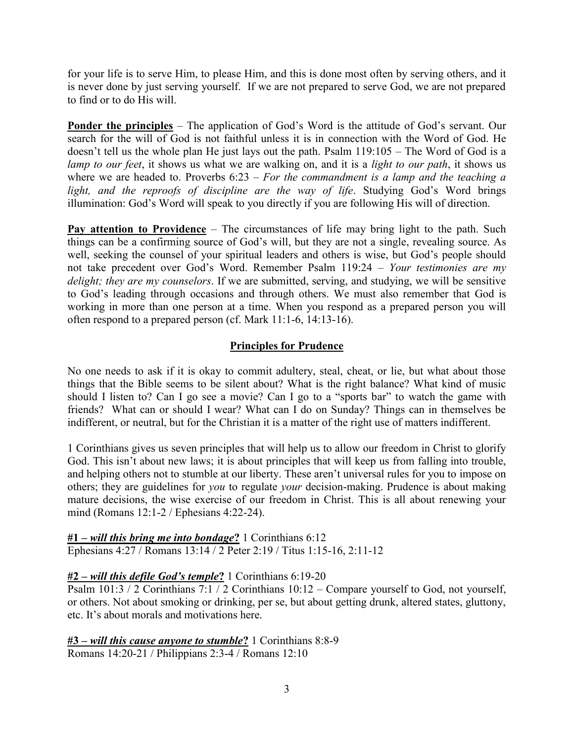for your life is to serve Him, to please Him, and this is done most often by serving others, and it is never done by just serving yourself. If we are not prepared to serve God, we are not prepared to find or to do His will.

**Ponder the principles** – The application of God's Word is the attitude of God's servant. Our search for the will of God is not faithful unless it is in connection with the Word of God. He doesn't tell us the whole plan He just lays out the path. Psalm 119:105 – The Word of God is a *lamp to our feet*, it shows us what we are walking on, and it is a *light to our path*, it shows us where we are headed to. Proverbs 6:23 – *For the commandment is a lamp and the teaching a light, and the reproofs of discipline are the way of life*. Studying God's Word brings illumination: God's Word will speak to you directly if you are following His will of direction.

**Pay attention to Providence** – The circumstances of life may bring light to the path. Such things can be a confirming source of God's will, but they are not a single, revealing source. As well, seeking the counsel of your spiritual leaders and others is wise, but God's people should not take precedent over God's Word. Remember Psalm 119:24 – *Your testimonies are my delight; they are my counselors*. If we are submitted, serving, and studying, we will be sensitive to God's leading through occasions and through others. We must also remember that God is working in more than one person at a time. When you respond as a prepared person you will often respond to a prepared person (cf. Mark 11:1-6, 14:13-16).

## Principles for Prudence

No one needs to ask if it is okay to commit adultery, steal, cheat, or lie, but what about those things that the Bible seems to be silent about? What is the right balance? What kind of music should I listen to? Can I go see a movie? Can I go to a "sports bar" to watch the game with friends? What can or should I wear? What can I do on Sunday? Things can in themselves be indifferent, or neutral, but for the Christian it is a matter of the right use of matters indifferent.

1 Corinthians gives us seven principles that will help us to allow our freedom in Christ to glorify God. This isn't about new laws; it is about principles that will keep us from falling into trouble, and helping others not to stumble at our liberty. These aren't universal rules for you to impose on others; they are guidelines for *you* to regulate *your* decision-making. Prudence is about making mature decisions, the wise exercise of our freedom in Christ. This is all about renewing your mind (Romans 12:1-2 / Ephesians 4:22-24).

**#1 – *will this bring me into bondage*?** 1 Corinthians 6:12
Ephesians 4:27 / Romans 13:14 / 2 Peter 2:19 / Titus 1:15-16, 2:11-12

**#2 – *will this defile God's temple*?** 1 Corinthians 6:19-20
Psalm 101:3 / 2 Corinthians 7:1 / 2 Corinthians 10:12 – Compare yourself to God, not yourself, or others. Not about smoking or drinking, per se, but about getting drunk, altered states, gluttony, etc. It's about morals and motivations here.

**#3 – *will this cause anyone to stumble*?** 1 Corinthians 8:8-9
Romans 14:20-21 / Philippians 2:3-4 / Romans 12:10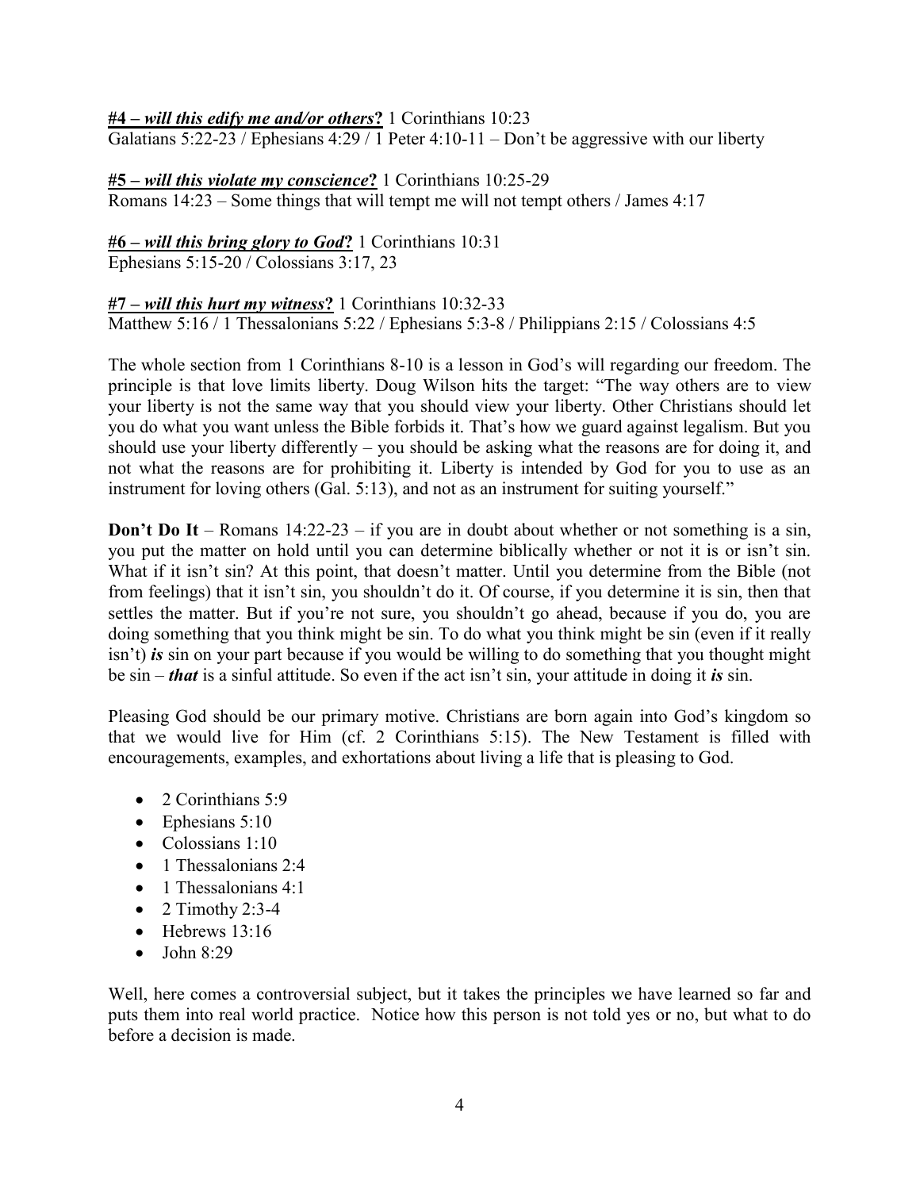**#4 – *will this edify me and/or others*?** 1 Corinthians 10:23
Galatians 5:22-23 / Ephesians 4:29 / 1 Peter 4:10-11 – Don't be aggressive with our liberty

**#5 – *will this violate my conscience*?** 1 Corinthians 10:25-29
Romans 14:23 – Some things that will tempt me will not tempt others / James 4:17

**#6 – *will this bring glory to God*?** 1 Corinthians 10:31
Ephesians 5:15-20 / Colossians 3:17, 23

**#7 – *will this hurt my witness*?** 1 Corinthians 10:32-33
Matthew 5:16 / 1 Thessalonians 5:22 / Ephesians 5:3-8 / Philippians 2:15 / Colossians 4:5

The whole section from 1 Corinthians 8-10 is a lesson in God's will regarding our freedom. The principle is that love limits liberty. Doug Wilson hits the target: "The way others are to view your liberty is not the same way that you should view your liberty. Other Christians should let you do what you want unless the Bible forbids it. That's how we guard against legalism. But you should use your liberty differently – you should be asking what the reasons are for doing it, and not what the reasons are for prohibiting it. Liberty is intended by God for you to use as an instrument for loving others (Gal. 5:13), and not as an instrument for suiting yourself."

**Don't Do It** – Romans 14:22-23 – if you are in doubt about whether or not something is a sin, you put the matter on hold until you can determine biblically whether or not it is or isn't sin. What if it isn't sin? At this point, that doesn't matter. Until you determine from the Bible (not from feelings) that it isn't sin, you shouldn't do it. Of course, if you determine it is sin, then that settles the matter. But if you're not sure, you shouldn't go ahead, because if you do, you are doing something that you think might be sin. To do what you think might be sin (even if it really isn't) ***is*** sin on your part because if you would be willing to do something that you thought might be sin – ***that*** is a sinful attitude. So even if the act isn't sin, your attitude in doing it ***is*** sin.

Pleasing God should be our primary motive. Christians are born again into God's kingdom so that we would live for Him (cf. 2 Corinthians 5:15). The New Testament is filled with encouragements, examples, and exhortations about living a life that is pleasing to God.

- 2 Corinthians 5:9
- Ephesians 5:10
- Colossians 1:10
- 1 Thessalonians 2:4
- 1 Thessalonians 4:1
- 2 Timothy 2:3-4
- Hebrews 13:16
- John 8:29

Well, here comes a controversial subject, but it takes the principles we have learned so far and puts them into real world practice. Notice how this person is not told yes or no, but what to do before a decision is made.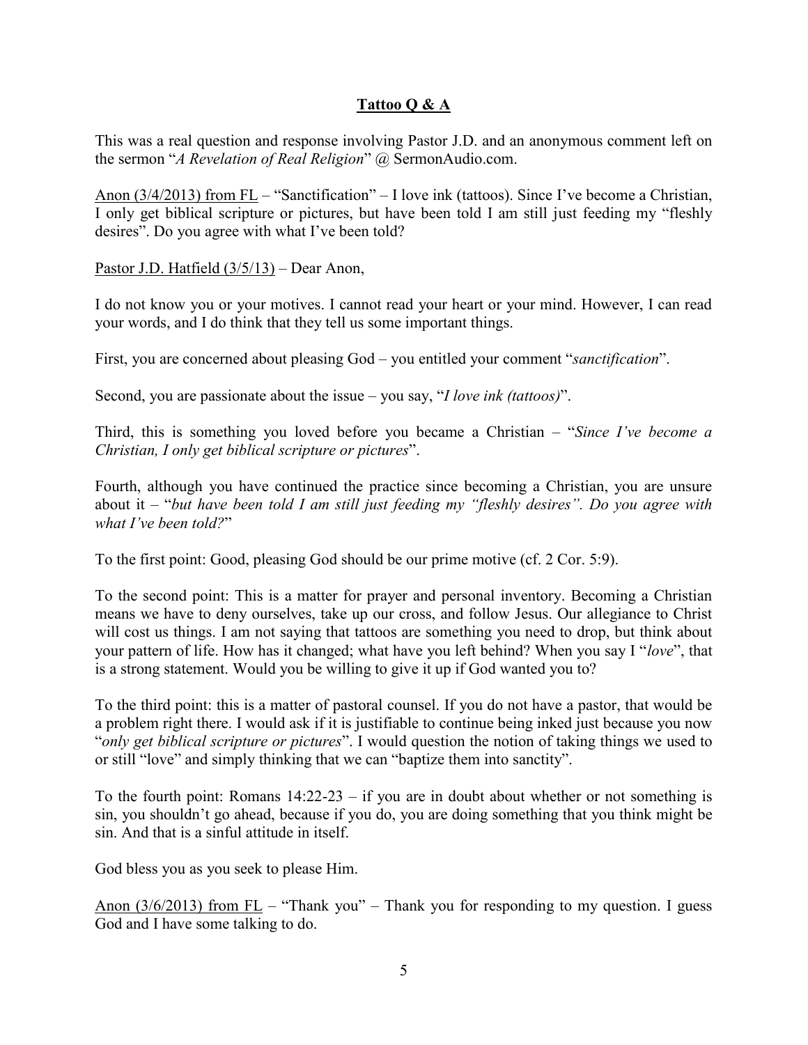## **Tattoo Q & A**

This was a real question and response involving Pastor J.D. and an anonymous comment left on the sermon "*A Revelation of Real Religion*" @ SermonAudio.com.

Anon (3/4/2013) from FL – "Sanctification" – I love ink (tattoos). Since I've become a Christian, I only get biblical scripture or pictures, but have been told I am still just feeding my "fleshly desires". Do you agree with what I've been told?

Pastor J.D. Hatfield (3/5/13) – Dear Anon,

I do not know you or your motives. I cannot read your heart or your mind. However, I can read your words, and I do think that they tell us some important things.

First, you are concerned about pleasing God – you entitled your comment "*sanctification*".

Second, you are passionate about the issue – you say, "*I love ink (tattoos)*".

Third, this is something you loved before you became a Christian – "*Since I've become a Christian, I only get biblical scripture or pictures*".

Fourth, although you have continued the practice since becoming a Christian, you are unsure about it – "*but have been told I am still just feeding my "fleshly desires". Do you agree with what I've been told?*"

To the first point: Good, pleasing God should be our prime motive (cf. 2 Cor. 5:9).

To the second point: This is a matter for prayer and personal inventory. Becoming a Christian means we have to deny ourselves, take up our cross, and follow Jesus. Our allegiance to Christ will cost us things. I am not saying that tattoos are something you need to drop, but think about your pattern of life. How has it changed; what have you left behind? When you say I "*love*", that is a strong statement. Would you be willing to give it up if God wanted you to?

To the third point: this is a matter of pastoral counsel. If you do not have a pastor, that would be a problem right there. I would ask if it is justifiable to continue being inked just because you now "*only get biblical scripture or pictures*". I would question the notion of taking things we used to or still "love" and simply thinking that we can "baptize them into sanctity".

To the fourth point: Romans 14:22-23 – if you are in doubt about whether or not something is sin, you shouldn't go ahead, because if you do, you are doing something that you think might be sin. And that is a sinful attitude in itself.

God bless you as you seek to please Him.

Anon (3/6/2013) from FL – "Thank you" – Thank you for responding to my question. I guess God and I have some talking to do.